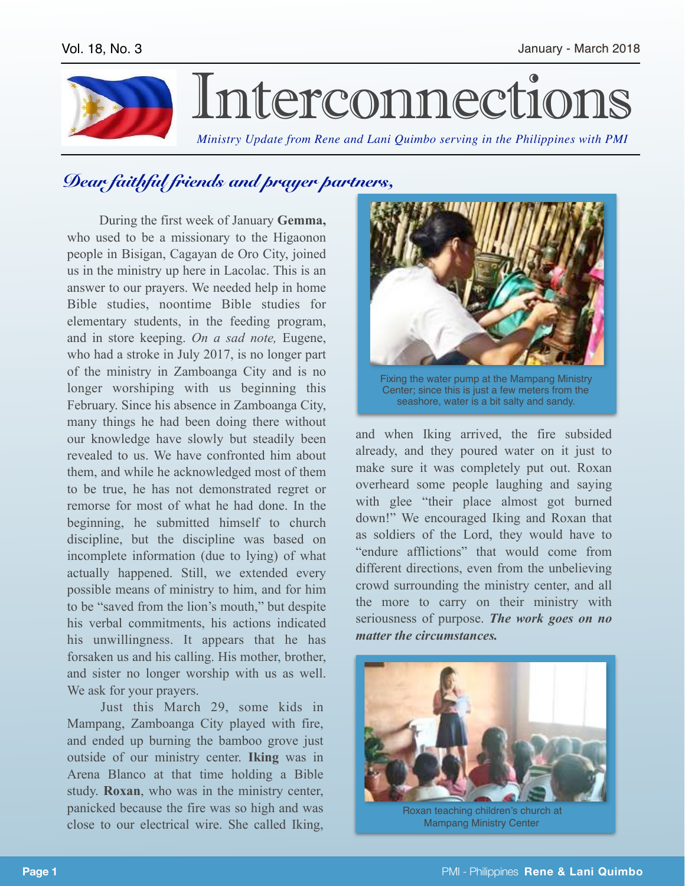# Interconnections

*Ministry Update from Rene and Lani Quimbo serving in the Philippines with PMI*

## *Dear faithful friends and prayer partners,*

During the first week of January **Gemma,** who used to be a missionary to the Higaonon people in Bisigan, Cagayan de Oro City, joined us in the ministry up here in Lacolac. This is an answer to our prayers. We needed help in home Bible studies, noontime Bible studies for elementary students, in the feeding program, and in store keeping. *On a sad note,* Eugene, who had a stroke in July 2017, is no longer part of the ministry in Zamboanga City and is no longer worshiping with us beginning this February. Since his absence in Zamboanga City, many things he had been doing there without our knowledge have slowly but steadily been revealed to us. We have confronted him about them, and while he acknowledged most of them to be true, he has not demonstrated regret or remorse for most of what he had done. In the beginning, he submitted himself to church discipline, but the discipline was based on incomplete information (due to lying) of what actually happened. Still, we extended every possible means of ministry to him, and for him to be "saved from the lion's mouth," but despite his verbal commitments, his actions indicated his unwillingness. It appears that he has forsaken us and his calling. His mother, brother, and sister no longer worship with us as well. We ask for your prayers.

Just this March 29, some kids in Mampang, Zamboanga City played with fire, and ended up burning the bamboo grove just outside of our ministry center. **Iking** was in Arena Blanco at that time holding a Bible study. **Roxan**, who was in the ministry center, panicked because the fire was so high and was close to our electrical wire. She called Iking, and when Iking arrived, the fire subsided already, and they poured water on it just to make sure it was completely put out. Roxan overheard some people laughing and saying with glee "their place almost got burned down!" We encouraged Iking and Roxan that as soldiers of the Lord, they would have to "endure afflictions" that would come from different directions, even from the unbelieving crowd surrounding the ministry center, and all the more to carry on their ministry with seriousness of purpose. ***The work goes on no matter the circumstances.***

Fixing the water pump at the Mampang Ministry Center; since this is just a few meters from the seashore, water is a bit salty and sandy.

Roxan teaching children's church at Mampang Ministry Center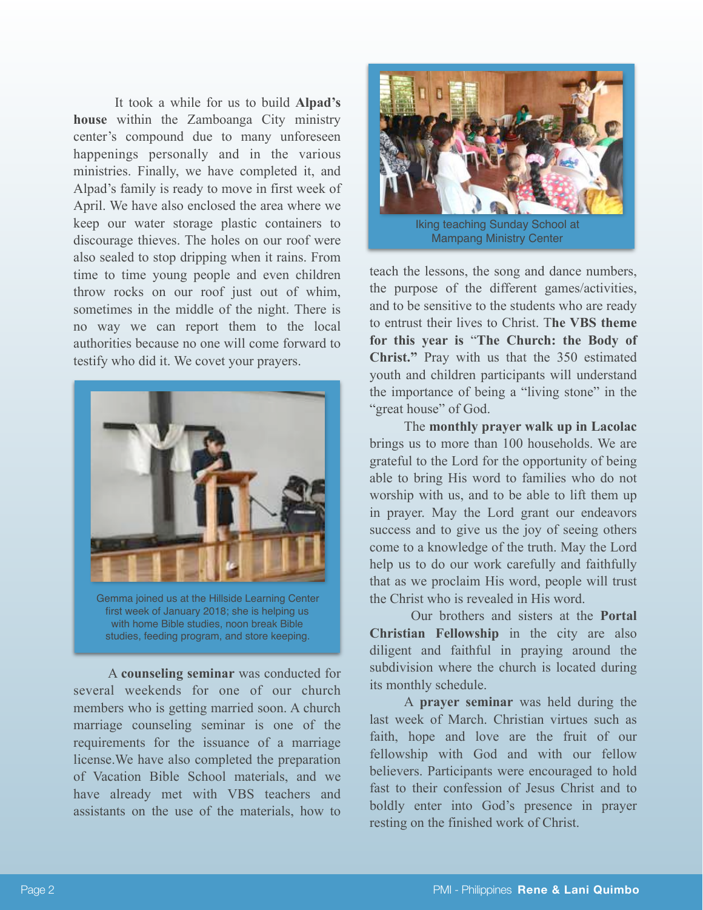It took a while for us to build **Alpad's house** within the Zamboanga City ministry center's compound due to many unforeseen happenings personally and in the various ministries. Finally, we have completed it, and Alpad's family is ready to move in first week of April. We have also enclosed the area where we keep our water storage plastic containers to discourage thieves. The holes on our roof were also sealed to stop dripping when it rains. From time to time young people and even children throw rocks on our roof just out of whim, sometimes in the middle of the night. There is no way we can report them to the local authorities because no one will come forward to testify who did it. We covet your prayers.

Gemma joined us at the Hillside Learning Center first week of January 2018; she is helping us with home Bible studies, noon break Bible studies, feeding program, and store keeping.

A **counseling seminar** was conducted for several weekends for one of our church members who is getting married soon. A church marriage counseling seminar is one of the requirements for the issuance of a marriage license.We have also completed the preparation of Vacation Bible School materials, and we have already met with VBS teachers and assistants on the use of the materials, how to teach the lessons, the song and dance numbers, the purpose of the different games/activities, and to be sensitive to the students who are ready to entrust their lives to Christ. T**he VBS theme for this year is "The Church: the Body of Christ."** Pray with us that the 350 estimated youth and children participants will understand the importance of being a "living stone" in the "great house" of God.

Iking teaching Sunday School at Mampang Ministry Center

The **monthly prayer walk up in Lacolac** brings us to more than 100 households. We are grateful to the Lord for the opportunity of being able to bring His word to families who do not worship with us, and to be able to lift them up in prayer. May the Lord grant our endeavors success and to give us the joy of seeing others come to a knowledge of the truth. May the Lord help us to do our work carefully and faithfully that as we proclaim His word, people will trust the Christ who is revealed in His word.

Our brothers and sisters at the **Portal Christian Fellowship** in the city are also diligent and faithful in praying around the subdivision where the church is located during its monthly schedule.

A **prayer seminar** was held during the last week of March. Christian virtues such as faith, hope and love are the fruit of our fellowship with God and with our fellow believers. Participants were encouraged to hold fast to their confession of Jesus Christ and to boldly enter into God's presence in prayer resting on the finished work of Christ.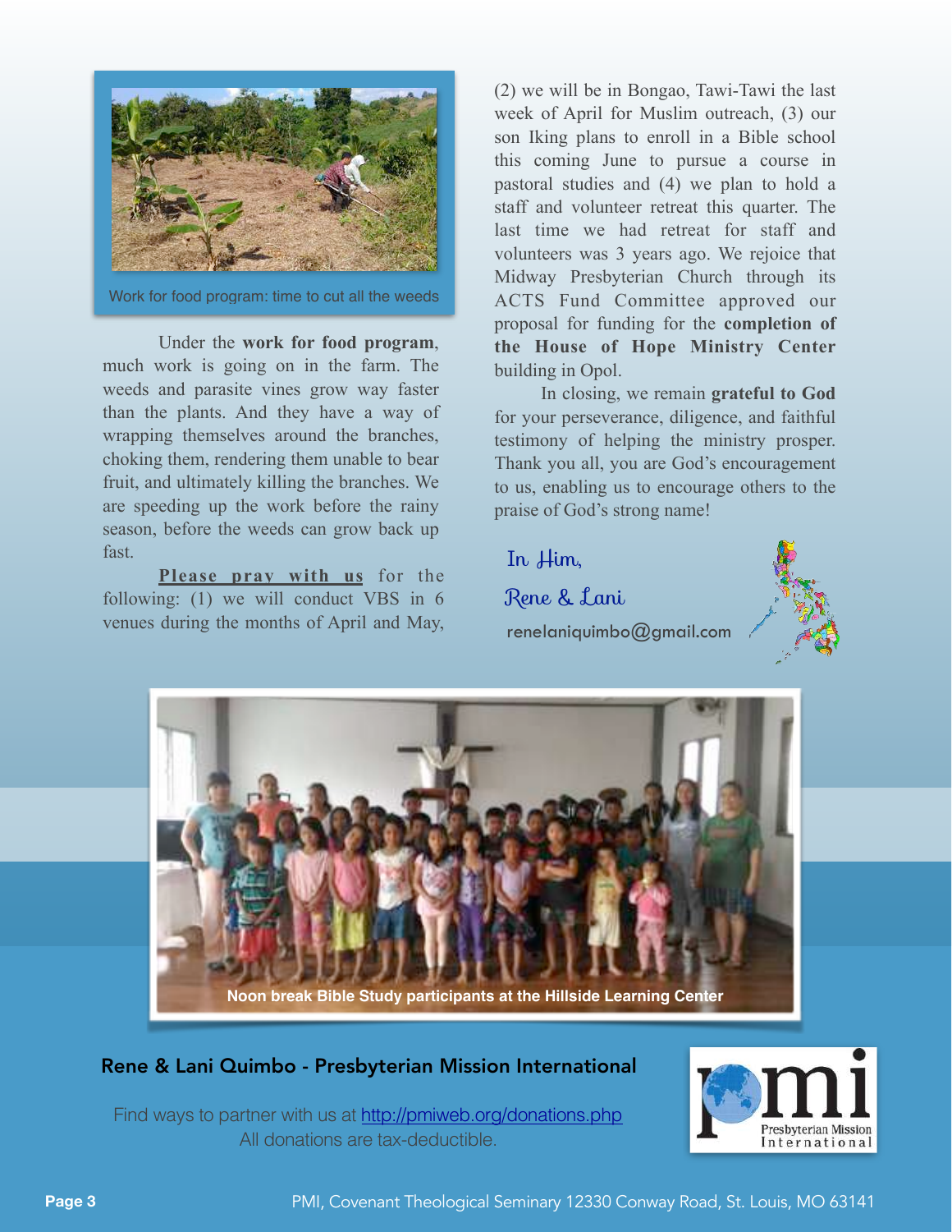Work for food program: time to cut all the weeds

Under the **work for food program**, much work is going on in the farm. The weeds and parasite vines grow way faster than the plants. And they have a way of wrapping themselves around the branches, choking them, rendering them unable to bear fruit, and ultimately killing the branches. We are speeding up the work before the rainy season, before the weeds can grow back up fast.

**Please pray with us** for the following: (1) we will conduct VBS in 6 venues during the months of April and May, (2) we will be in Bongao, Tawi-Tawi the last week of April for Muslim outreach, (3) our son Iking plans to enroll in a Bible school this coming June to pursue a course in pastoral studies and (4) we plan to hold a staff and volunteer retreat this quarter. The last time we had retreat for staff and volunteers was 3 years ago. We rejoice that Midway Presbyterian Church through its ACTS Fund Committee approved our proposal for funding for the **completion of the House of Hope Ministry Center** building in Opol.

In closing, we remain **grateful to God** for your perseverance, diligence, and faithful testimony of helping the ministry prosper. Thank you all, you are God's encouragement to us, enabling us to encourage others to the praise of God's strong name!

In Him,

Rene & Lani

renelaniquimbo@gmail.com

**Noon break Bible Study participants at the Hillside Learning Center**

## Rene & Lani Quimbo - Presbyterian Mission International

Find ways to partner with us at http://pmiweb.org/donations.php
All donations are tax-deductible.

Presbyterian Mission International

PMI, Covenant Theological Seminary 12330 Conway Road, St. Louis, MO 63141